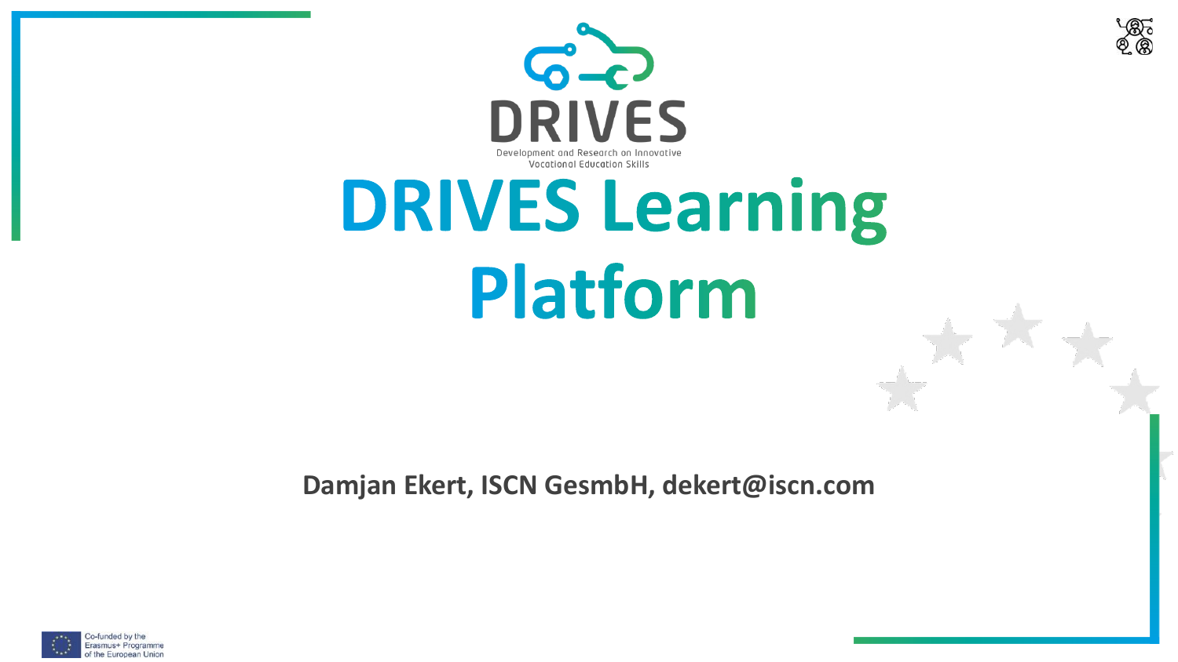DRIVES

Development and Research on Innovative Vocational Education Skills

# DRIVES Learning Platform

**Damjan Ekert, ISCN GesmbH, dekert@iscn.com**

Co-funded by the Erasmus+ Programme of the European Union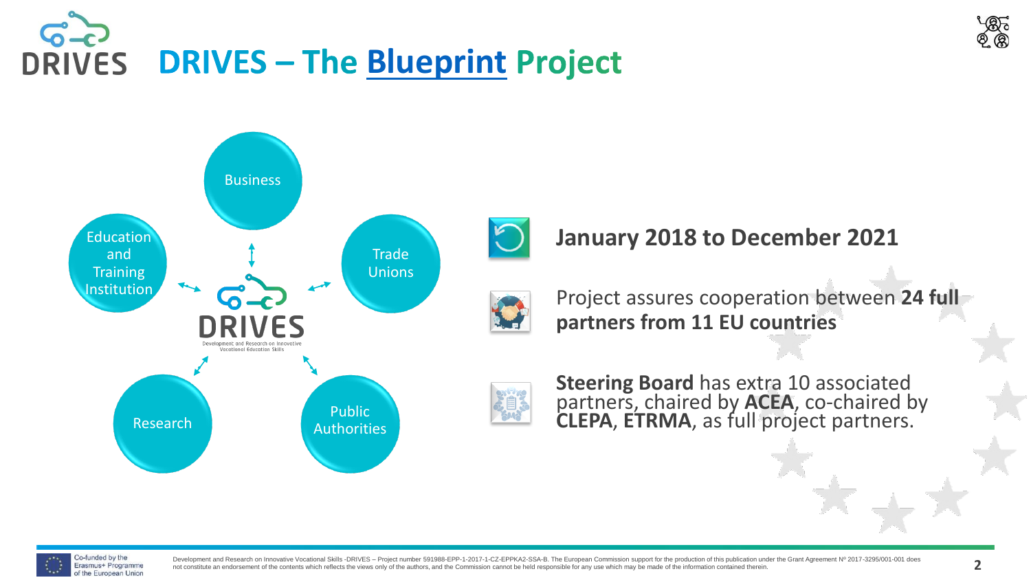# DRIVES – The Blueprint Project

- Business
- Trade Unions
- Public Authorities
- Research
- Education and Training Institution

DRIVES
Development and Research on Innovative Vocational Education Skills

**January 2018 to December 2021**

Project assures cooperation between **24 full partners from 11 EU countries**

**Steering Board** has extra 10 associated partners, chaired by **ACEA**, co-chaired by **CLEPA**, **ETRMA**, as full project partners.

Co-funded by the Erasmus+ Programme of the European Union

Development and Research on Innovative Vocational Skills -DRIVES – Project number 591988-EPP-1-2017-1-CZ-EPPKA2-SSA-B. The European Commission support for the production of this publication under the Grant Agreement Nº 2017-3295/001-001 does not constitute an endorsement of the contents which reflects the views only of the authors, and the Commission cannot be held responsible for any use which may be made of the information contained therein.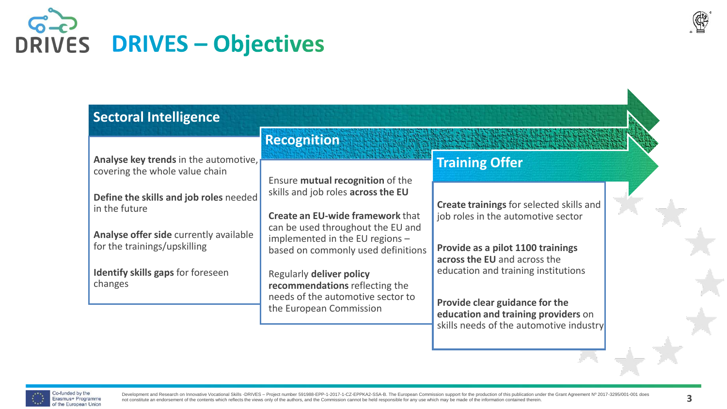# DRIVES – Objectives

## Sectoral Intelligence

**Analyse key trends** in the automotive, covering the whole value chain

**Define the skills and job roles** needed in the future

**Analyse offer side** currently available for the trainings/upskilling

**Identify skills gaps** for foreseen changes

## Recognition

Ensure **mutual recognition** of the skills and job roles **across the EU**

**Create an EU-wide framework** that can be used throughout the EU and implemented in the EU regions – based on commonly used definitions

Regularly **deliver policy recommendations** reflecting the needs of the automotive sector to the European Commission

## Training Offer

**Create trainings** for selected skills and job roles in the automotive sector

**Provide as a pilot 1100 trainings across the EU** and across the education and training institutions

**Provide clear guidance for the education and training providers** on skills needs of the automotive industry

Co-funded by the Erasmus+ Programme of the European Union

Development and Research on Innovative Vocational Skills -DRIVES – Project number 591988-EPP-1-2017-1-CZ-EPPKA2-SSA-B. The European Commission support for the production of this publication under the Grant Agreement Nº 2017-3295/001-001 does not constitute an endorsement of the contents which reflects the views only of the authors, and the Commission cannot be held responsible for any use which may be made of the information contained therein.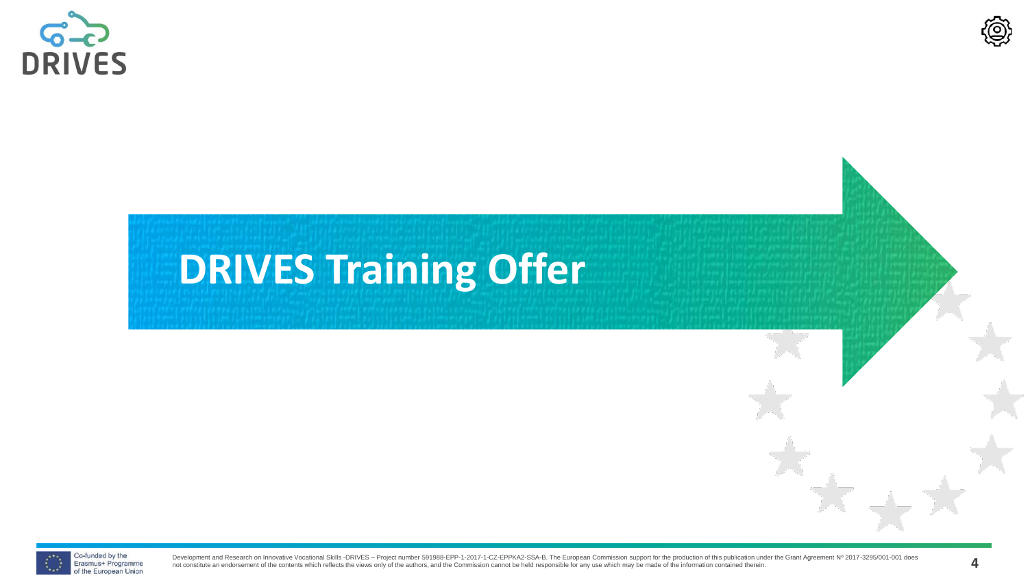# DRIVES Training Offer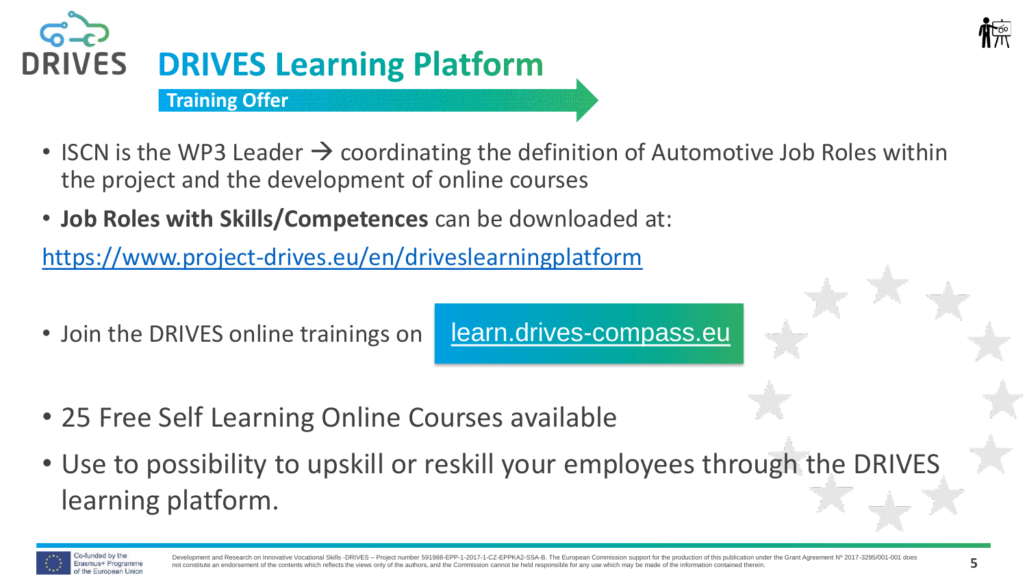# DRIVES Learning Platform

**Training Offer**

- ISCN is the WP3 Leader → coordinating the definition of Automotive Job Roles within the project and the development of online courses
- **Job Roles with Skills/Competences** can be downloaded at:

https://www.project-drives.eu/en/driveslearningplatform

- Join the DRIVES online trainings on learn.drives-compass.eu

- 25 Free Self Learning Online Courses available
- Use to possibility to upskill or reskill your employees through the DRIVES learning platform.

Development and Research on Innovative Vocational Skills -DRIVES – Project number 591988-EPP-1-2017-1-CZ-EPPKA2-SSA-B. The European Commission support for the production of this publication under the Grant Agreement Nº 2017-3295/001-001 does not constitute an endorsement of the contents which reflects the views only of the authors, and the Commission cannot be held responsible for any use which may be made of the information contained therein.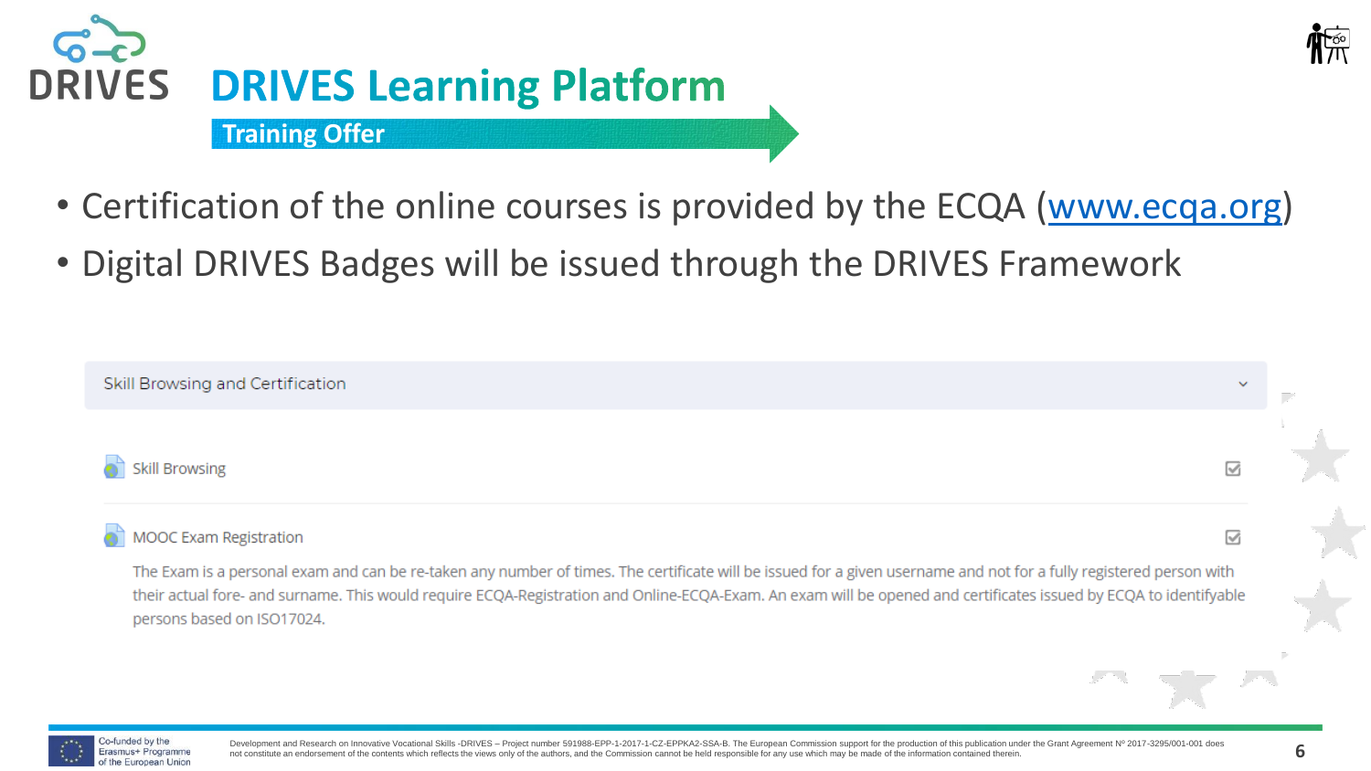# DRIVES Learning Platform

## Training Offer

- Certification of the online courses is provided by the ECQA (www.ecqa.org)
- Digital DRIVES Badges will be issued through the DRIVES Framework

Skill Browsing and Certification

Skill Browsing

MOOC Exam Registration

The Exam is a personal exam and can be re-taken any number of times. The certificate will be issued for a given username and not for a fully registered person with their actual fore- and surname. This would require ECQA-Registration and Online-ECQA-Exam. An exam will be opened and certificates issued by ECQA to identifyable persons based on ISO17024.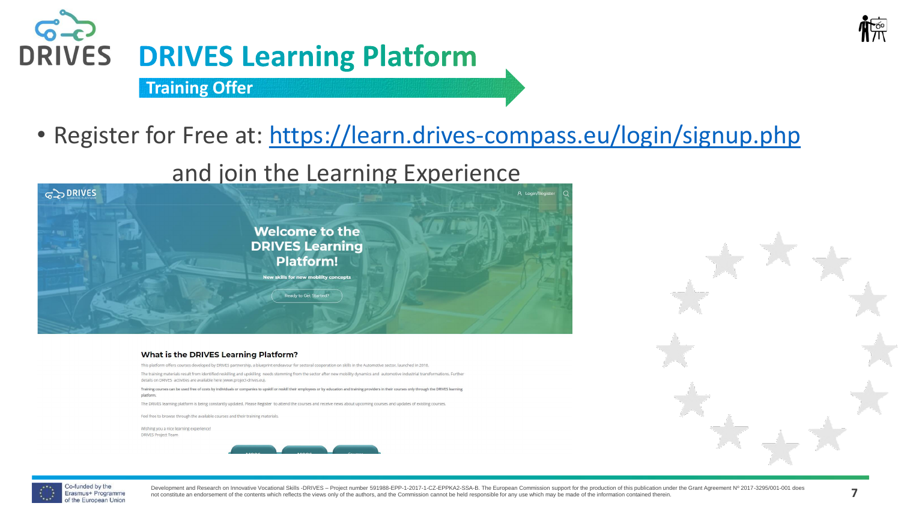# DRIVES Learning Platform

## Training Offer

- Register for Free at: https://learn.drives-compass.eu/login/signup.php

  and join the Learning Experience

Welcome to the DRIVES Learning Platform!

New skills for new mobility concepts

Ready to Get Started?

### What is the DRIVES Learning Platform?

This platform offers courses developed by DRIVES partnership, a blueprint endeavour for sectoral cooperation on skills in the Automotive sector, launched in 2018.

The training materials result from identified reskilling and upskilling needs stemming from the sector after new mobility dynamics and automotive industrial transformations. Further details on DRIVES activities are available here (www.project-drives.eu).

**Training courses can be used free of costs by individuals or companies to upskill or reskill their employees or by education and training providers in their courses only through the DRIVES learning platform.**

The DRIVES learning platform is being constantly updated. Please Register to attend the courses and receive news about upcoming courses and updates of existing courses.

Feel free to browse through the available courses and their training materials.

Wishing you a nice learning experience!
DRIVES Project Team

Co-funded by the Erasmus+ Programme of the European Union

Development and Research on Innovative Vocational Skills -DRIVES – Project number 591988-EPP-1-2017-1-CZ-EPPKA2-SSA-B. The European Commission support for the production of this publication under the Grant Agreement Nº 2017-3295/001-001 does not constitute an endorsement of the contents which reflects the views only of the authors, and the Commission cannot be held responsible for any use which may be made of the information contained therein.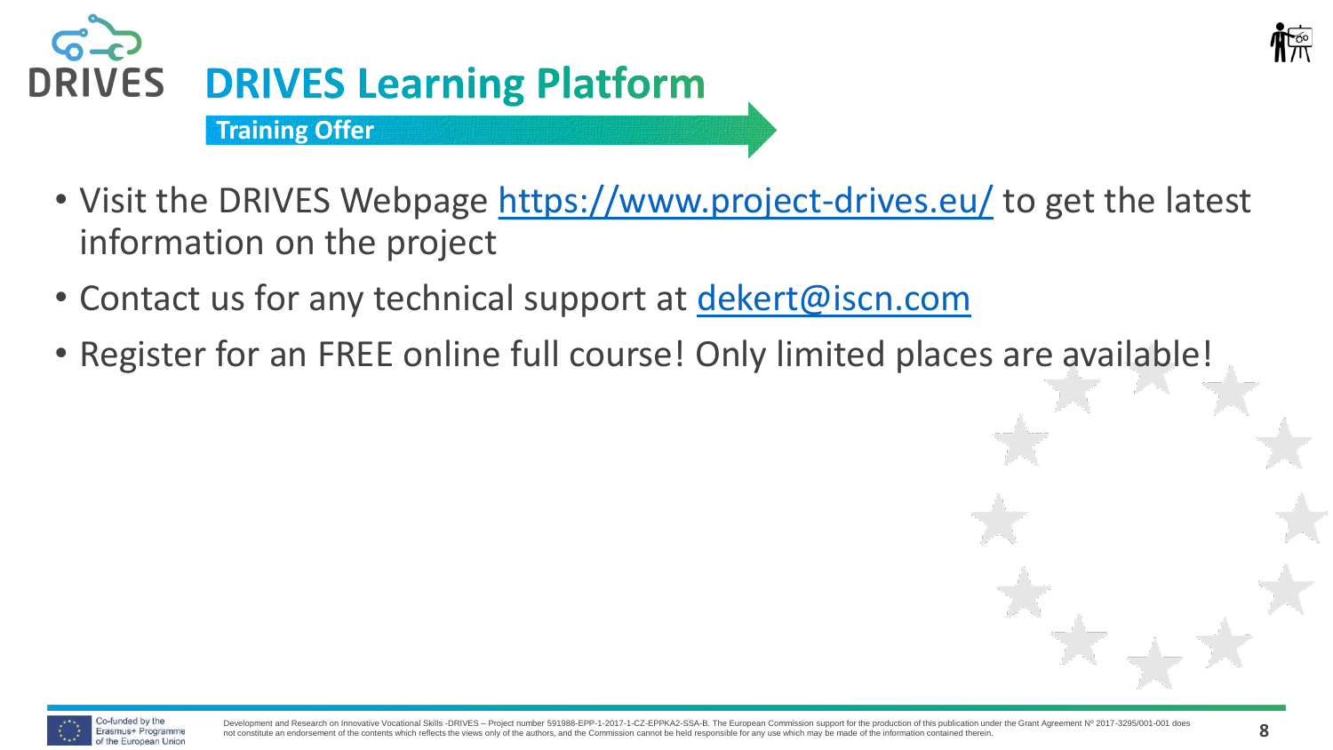# DRIVES Learning Platform

## Training Offer

- Visit the DRIVES Webpage https://www.project-drives.eu/ to get the latest information on the project
- Contact us for any technical support at dekert@iscn.com
- Register for an FREE online full course! Only limited places are available!

Co-funded by the Erasmus+ Programme of the European Union

Development and Research on Innovative Vocational Skills -DRIVES – Project number 591988-EPP-1-2017-1-CZ-EPPKA2-SSA-B. The European Commission support for the production of this publication under the Grant Agreement Nº 2017-3295/001-001 does not constitute an endorsement of the contents which reflects the views only of the authors, and the Commission cannot be held responsible for any use which may be made of the information contained therein.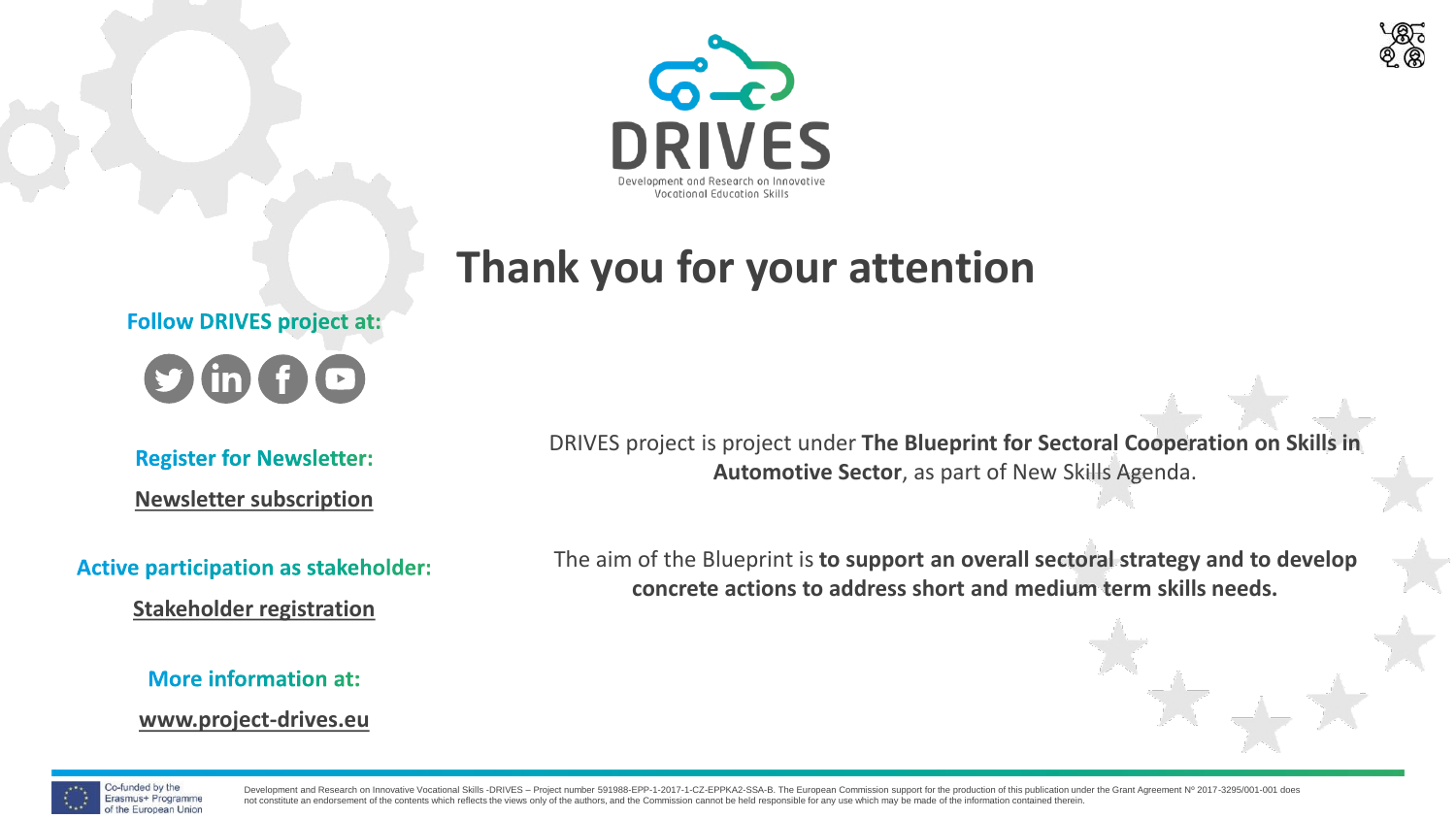DRIVES

Development and Research on Innovative Vocational Education Skills

# Thank you for your attention

**Follow DRIVES project at:**

**Register for Newsletter:**

**Newsletter subscription**

**Active participation as stakeholder:**

**Stakeholder registration**

**More information at:**

**www.project-drives.eu**

DRIVES project is project under **The Blueprint for Sectoral Cooperation on Skills in Automotive Sector**, as part of New Skills Agenda.

The aim of the Blueprint is **to support an overall sectoral strategy and to develop concrete actions to address short and medium term skills needs.**

Co-funded by the Erasmus+ Programme of the European Union

Development and Research on Innovative Vocational Skills -DRIVES – Project number 591988-EPP-1-2017-1-CZ-EPPKA2-SSA-B. The European Commission support for the production of this publication under the Grant Agreement Nº 2017-3295/001-001 does not constitute an endorsement of the contents which reflects the views only of the authors, and the Commission cannot be held responsible for any use which may be made of the information contained therein.